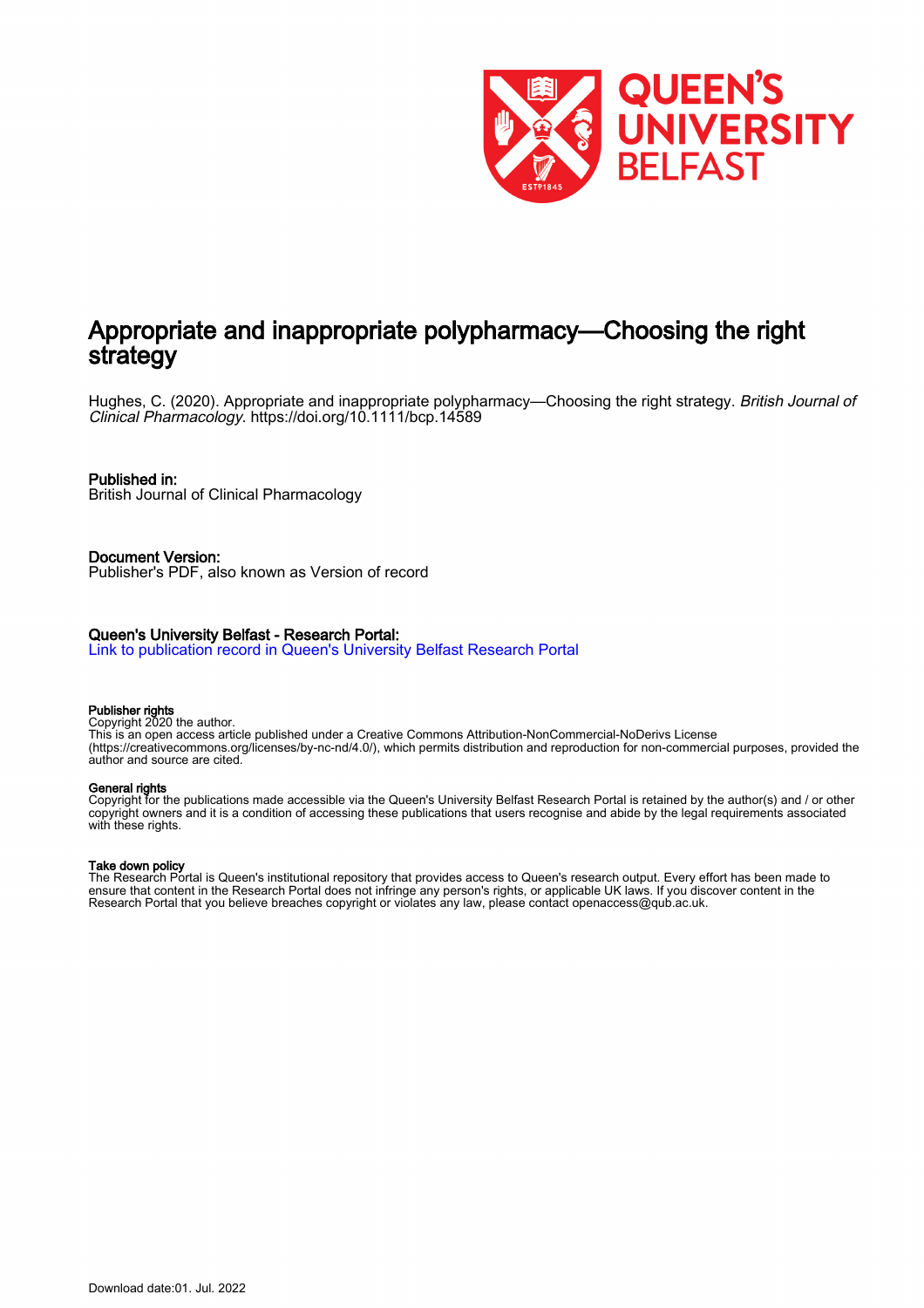# Appropriate and inappropriate polypharmacy—Choosing the right strategy

Hughes, C. (2020). Appropriate and inappropriate polypharmacy—Choosing the right strategy. *British Journal of Clinical Pharmacology*. https://doi.org/10.1111/bcp.14589

**Published in:**
British Journal of Clinical Pharmacology

**Document Version:**
Publisher's PDF, also known as Version of record

**Queen's University Belfast - Research Portal:**
Link to publication record in Queen's University Belfast Research Portal

**Publisher rights**
Copyright 2020 the author.
This is an open access article published under a Creative Commons Attribution-NonCommercial-NoDerivs License (https://creativecommons.org/licenses/by-nc-nd/4.0/), which permits distribution and reproduction for non-commercial purposes, provided the author and source are cited.

**General rights**
Copyright for the publications made accessible via the Queen's University Belfast Research Portal is retained by the author(s) and / or other copyright owners and it is a condition of accessing these publications that users recognise and abide by the legal requirements associated with these rights.

**Take down policy**
The Research Portal is Queen's institutional repository that provides access to Queen's research output. Every effort has been made to ensure that content in the Research Portal does not infringe any person's rights, or applicable UK laws. If you discover content in the Research Portal that you believe breaches copyright or violates any law, please contact openaccess@qub.ac.uk.

Download date:01. Jul. 2022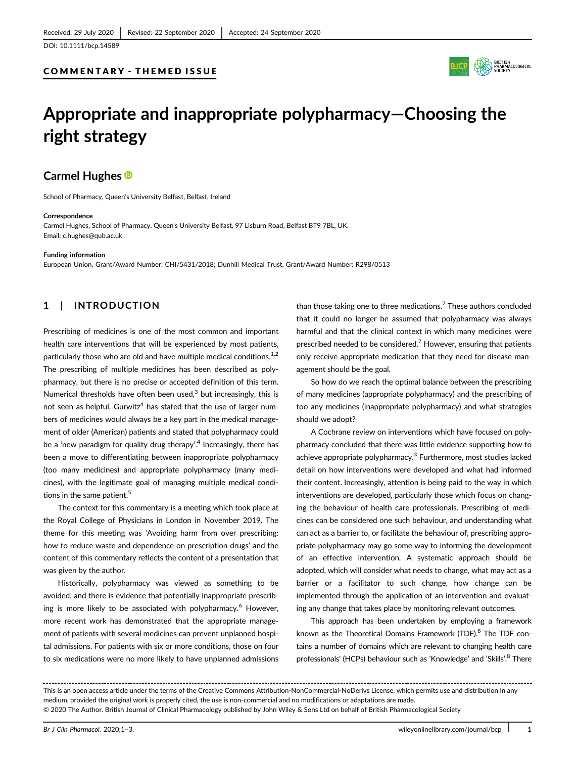Received: 29 July 2020 | Revised: 22 September 2020 | Accepted: 24 September 2020

DOI: 10.1111/bcp.14589

COMMENTARY - THEMED ISSUE

# Appropriate and inappropriate polypharmacy—Choosing the right strategy

**Carmel Hughes**

School of Pharmacy, Queen's University Belfast, Belfast, Ireland

**Correspondence**
Carmel Hughes, School of Pharmacy, Queen's University Belfast, 97 Lisburn Road, Belfast BT9 7BL, UK.
Email: c.hughes@qub.ac.uk

**Funding information**
European Union, Grant/Award Number: CHI/5431/2018; Dunhill Medical Trust, Grant/Award Number: R298/0513

## 1 | INTRODUCTION

Prescribing of medicines is one of the most common and important health care interventions that will be experienced by most patients, particularly those who are old and have multiple medical conditions.[1,2] The prescribing of multiple medicines has been described as polypharmacy, but there is no precise or accepted definition of this term. Numerical thresholds have often been used,[3] but increasingly, this is not seen as helpful. Gurwitz[4] has stated that the use of larger numbers of medicines would always be a key part in the medical management of older (American) patients and stated that polypharmacy could be a 'new paradigm for quality drug therapy'.[4] Increasingly, there has been a move to differentiating between inappropriate polypharmacy (too many medicines) and appropriate polypharmacy (many medicines), with the legitimate goal of managing multiple medical conditions in the same patient.[5]

The context for this commentary is a meeting which took place at the Royal College of Physicians in London in November 2019. The theme for this meeting was 'Avoiding harm from over prescribing: how to reduce waste and dependence on prescription drugs' and the content of this commentary reflects the content of a presentation that was given by the author.

Historically, polypharmacy was viewed as something to be avoided, and there is evidence that potentially inappropriate prescribing is more likely to be associated with polypharmacy.[6] However, more recent work has demonstrated that the appropriate management of patients with several medicines can prevent unplanned hospital admissions. For patients with six or more conditions, those on four to six medications were no more likely to have unplanned admissions than those taking one to three medications.[7] These authors concluded that it could no longer be assumed that polypharmacy was always harmful and that the clinical context in which many medicines were prescribed needed to be considered.[7] However, ensuring that patients only receive appropriate medication that they need for disease management should be the goal.

So how do we reach the optimal balance between the prescribing of many medicines (appropriate polypharmacy) and the prescribing of too any medicines (inappropriate polypharmacy) and what strategies should we adopt?

A Cochrane review on interventions which have focused on polypharmacy concluded that there was little evidence supporting how to achieve appropriate polypharmacy.[3] Furthermore, most studies lacked detail on how interventions were developed and what had informed their content. Increasingly, attention is being paid to the way in which interventions are developed, particularly those which focus on changing the behaviour of health care professionals. Prescribing of medicines can be considered one such behaviour, and understanding what can act as a barrier to, or facilitate the behaviour of, prescribing appropriate polypharmacy may go some way to informing the development of an effective intervention. A systematic approach should be adopted, which will consider what needs to change, what may act as a barrier or a facilitator to such change, how change can be implemented through the application of an intervention and evaluating any change that takes place by monitoring relevant outcomes.

This approach has been undertaken by employing a framework known as the Theoretical Domains Framework (TDF).[8] The TDF contains a number of domains which are relevant to changing health care professionals' (HCPs) behaviour such as 'Knowledge' and 'Skills'.[8] There

This is an open access article under the terms of the Creative Commons Attribution-NonCommercial-NoDerivs License, which permits use and distribution in any medium, provided the original work is properly cited, the use is non-commercial and no modifications or adaptations are made.
© 2020 The Author. British Journal of Clinical Pharmacology published by John Wiley & Sons Ltd on behalf of British Pharmacological Society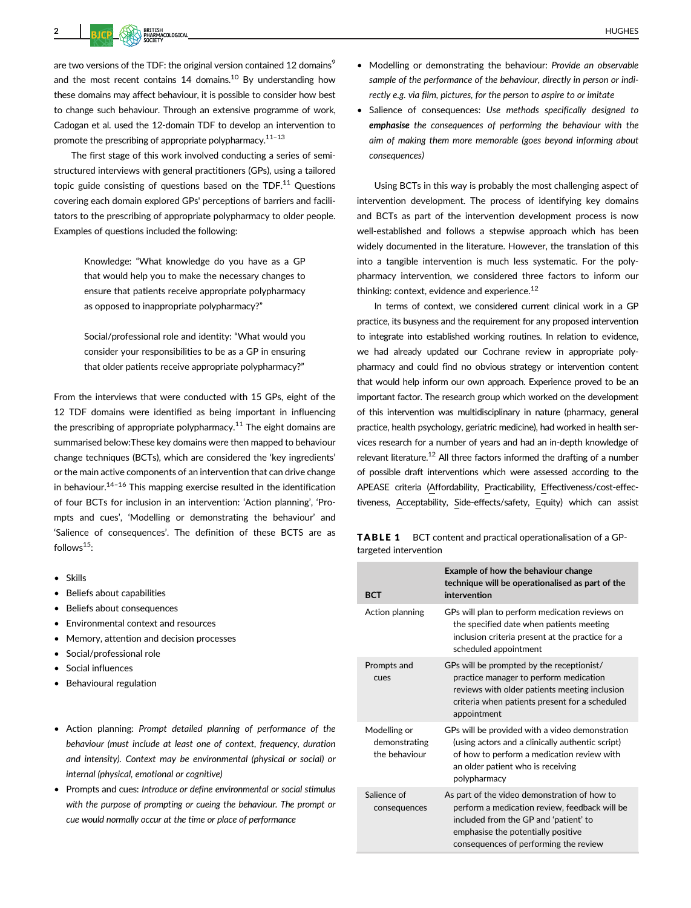are two versions of the TDF: the original version contained 12 domains[9] and the most recent contains 14 domains.[10] By understanding how these domains may affect behaviour, it is possible to consider how best to change such behaviour. Through an extensive programme of work, Cadogan et al. used the 12-domain TDF to develop an intervention to promote the prescribing of appropriate polypharmacy.[11–13]

The first stage of this work involved conducting a series of semi-structured interviews with general practitioners (GPs), using a tailored topic guide consisting of questions based on the TDF.[11] Questions covering each domain explored GPs' perceptions of barriers and facilitators to the prescribing of appropriate polypharmacy to older people. Examples of questions included the following:

> Knowledge: "What knowledge do you have as a GP that would help you to make the necessary changes to ensure that patients receive appropriate polypharmacy as opposed to inappropriate polypharmacy?"
>
> Social/professional role and identity: "What would you consider your responsibilities to be as a GP in ensuring that older patients receive appropriate polypharmacy?"

From the interviews that were conducted with 15 GPs, eight of the 12 TDF domains were identified as being important in influencing the prescribing of appropriate polypharmacy.[11] The eight domains are summarised below:These key domains were then mapped to behaviour change techniques (BCTs), which are considered the 'key ingredients' or the main active components of an intervention that can drive change in behaviour.[14–16] This mapping exercise resulted in the identification of four BCTs for inclusion in an intervention: 'Action planning', 'Prompts and cues', 'Modelling or demonstrating the behaviour' and 'Salience of consequences'. The definition of these BCTS are as follows[15]:

- Skills
- Beliefs about capabilities
- Beliefs about consequences
- Environmental context and resources
- Memory, attention and decision processes
- Social/professional role
- Social influences
- Behavioural regulation

- Action planning: *Prompt detailed planning of performance of the behaviour (must include at least one of context, frequency, duration and intensity). Context may be environmental (physical or social) or internal (physical, emotional or cognitive)*
- Prompts and cues: *Introduce or define environmental or social stimulus with the purpose of prompting or cueing the behaviour. The prompt or cue would normally occur at the time or place of performance*
- Modelling or demonstrating the behaviour: *Provide an observable sample of the performance of the behaviour, directly in person or indirectly e.g. via film, pictures, for the person to aspire to or imitate*
- Salience of consequences: *Use methods specifically designed to **emphasise** the consequences of performing the behaviour with the aim of making them more memorable (goes beyond informing about consequences)*

Using BCTs in this way is probably the most challenging aspect of intervention development. The process of identifying key domains and BCTs as part of the intervention development process is now well-established and follows a stepwise approach which has been widely documented in the literature. However, the translation of this into a tangible intervention is much less systematic. For the polypharmacy intervention, we considered three factors to inform our thinking: context, evidence and experience.[12]

In terms of context, we considered current clinical work in a GP practice, its busyness and the requirement for any proposed intervention to integrate into established working routines. In relation to evidence, we had already updated our Cochrane review in appropriate polypharmacy and could find no obvious strategy or intervention content that would help inform our own approach. Experience proved to be an important factor. The research group which worked on the development of this intervention was multidisciplinary in nature (pharmacy, general practice, health psychology, geriatric medicine), had worked in health services research for a number of years and had an in-depth knowledge of relevant literature.[12] All three factors informed the drafting of a number of possible draft interventions which were assessed according to the APEASE criteria (Affordability, Practicability, Effectiveness/cost-effectiveness, Acceptability, Side-effects/safety, Equity) which can assist

**TABLE 1** BCT content and practical operationalisation of a GP-targeted intervention

| BCT | Example of how the behaviour change technique will be operationalised as part of the intervention |
|---|---|
| Action planning | GPs will plan to perform medication reviews on the specified date when patients meeting inclusion criteria present at the practice for a scheduled appointment |
| Prompts and cues | GPs will be prompted by the receptionist/practice manager to perform medication reviews with older patients meeting inclusion criteria when patients present for a scheduled appointment |
| Modelling or demonstrating the behaviour | GPs will be provided with a video demonstration (using actors and a clinically authentic script) of how to perform a medication review with an older patient who is receiving polypharmacy |
| Salience of consequences | As part of the video demonstration of how to perform a medication review, feedback will be included from the GP and 'patient' to emphasise the potentially positive consequences of performing the review |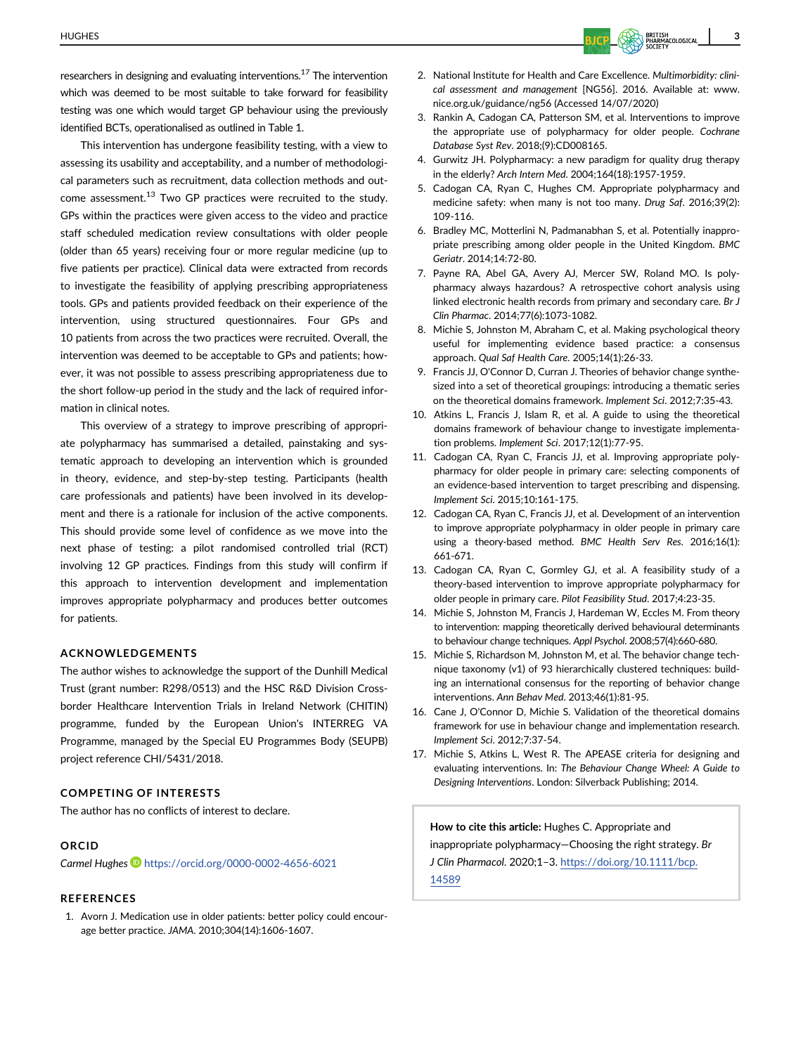researchers in designing and evaluating interventions.[17] The intervention which was deemed to be most suitable to take forward for feasibility testing was one which would target GP behaviour using the previously identified BCTs, operationalised as outlined in Table 1.

This intervention has undergone feasibility testing, with a view to assessing its usability and acceptability, and a number of methodological parameters such as recruitment, data collection methods and outcome assessment.[13] Two GP practices were recruited to the study. GPs within the practices were given access to the video and practice staff scheduled medication review consultations with older people (older than 65 years) receiving four or more regular medicine (up to five patients per practice). Clinical data were extracted from records to investigate the feasibility of applying prescribing appropriateness tools. GPs and patients provided feedback on their experience of the intervention, using structured questionnaires. Four GPs and 10 patients from across the two practices were recruited. Overall, the intervention was deemed to be acceptable to GPs and patients; however, it was not possible to assess prescribing appropriateness due to the short follow-up period in the study and the lack of required information in clinical notes.

This overview of a strategy to improve prescribing of appropriate polypharmacy has summarised a detailed, painstaking and systematic approach to developing an intervention which is grounded in theory, evidence, and step-by-step testing. Participants (health care professionals and patients) have been involved in its development and there is a rationale for inclusion of the active components. This should provide some level of confidence as we move into the next phase of testing: a pilot randomised controlled trial (RCT) involving 12 GP practices. Findings from this study will confirm if this approach to intervention development and implementation improves appropriate polypharmacy and produces better outcomes for patients.

## ACKNOWLEDGEMENTS

The author wishes to acknowledge the support of the Dunhill Medical Trust (grant number: R298/0513) and the HSC R&D Division Cross-border Healthcare Intervention Trials in Ireland Network (CHITIN) programme, funded by the European Union's INTERREG VA Programme, managed by the Special EU Programmes Body (SEUPB) project reference CHI/5431/2018.

## COMPETING OF INTERESTS

The author has no conflicts of interest to declare.

## ORCID

*Carmel Hughes* https://orcid.org/0000-0002-4656-6021

## REFERENCES

1. Avorn J. Medication use in older patients: better policy could encourage better practice. *JAMA*. 2010;304(14):1606-1607.
2. National Institute for Health and Care Excellence. *Multimorbidity: clinical assessment and management* [NG56]. 2016. Available at: www.nice.org.uk/guidance/ng56 (Accessed 14/07/2020)
3. Rankin A, Cadogan CA, Patterson SM, et al. Interventions to improve the appropriate use of polypharmacy for older people. *Cochrane Database Syst Rev*. 2018;(9):CD008165.
4. Gurwitz JH. Polypharmacy: a new paradigm for quality drug therapy in the elderly? *Arch Intern Med*. 2004;164(18):1957-1959.
5. Cadogan CA, Ryan C, Hughes CM. Appropriate polypharmacy and medicine safety: when many is not too many. *Drug Saf*. 2016;39(2):109-116.
6. Bradley MC, Motterlini N, Padmanabhan S, et al. Potentially inappropriate prescribing among older people in the United Kingdom. *BMC Geriatr*. 2014;14:72-80.
7. Payne RA, Abel GA, Avery AJ, Mercer SW, Roland MO. Is polypharmacy always hazardous? A retrospective cohort analysis using linked electronic health records from primary and secondary care. *Br J Clin Pharmac*. 2014;77(6):1073-1082.
8. Michie S, Johnston M, Abraham C, et al. Making psychological theory useful for implementing evidence based practice: a consensus approach. *Qual Saf Health Care*. 2005;14(1):26-33.
9. Francis JJ, O'Connor D, Curran J. Theories of behavior change synthesized into a set of theoretical groupings: introducing a thematic series on the theoretical domains framework. *Implement Sci*. 2012;7:35-43.
10. Atkins L, Francis J, Islam R, et al. A guide to using the theoretical domains framework of behaviour change to investigate implementation problems. *Implement Sci*. 2017;12(1):77-95.
11. Cadogan CA, Ryan C, Francis JJ, et al. Improving appropriate polypharmacy for older people in primary care: selecting components of an evidence-based intervention to target prescribing and dispensing. *Implement Sci*. 2015;10:161-175.
12. Cadogan CA, Ryan C, Francis JJ, et al. Development of an intervention to improve appropriate polypharmacy in older people in primary care using a theory-based method. *BMC Health Serv Res*. 2016;16(1):661-671.
13. Cadogan CA, Ryan C, Gormley GJ, et al. A feasibility study of a theory-based intervention to improve appropriate polypharmacy for older people in primary care. *Pilot Feasibility Stud*. 2017;4:23-35.
14. Michie S, Johnston M, Francis J, Hardeman W, Eccles M. From theory to intervention: mapping theoretically derived behavioural determinants to behaviour change techniques. *Appl Psychol*. 2008;57(4):660-680.
15. Michie S, Richardson M, Johnston M, et al. The behavior change technique taxonomy (v1) of 93 hierarchically clustered techniques: building an international consensus for the reporting of behavior change interventions. *Ann Behav Med*. 2013;46(1):81-95.
16. Cane J, O'Connor D, Michie S. Validation of the theoretical domains framework for use in behaviour change and implementation research. *Implement Sci*. 2012;7:37-54.
17. Michie S, Atkins L, West R. The APEASE criteria for designing and evaluating interventions. In: *The Behaviour Change Wheel: A Guide to Designing Interventions*. London: Silverback Publishing; 2014.

**How to cite this article:** Hughes C. Appropriate and inappropriate polypharmacy—Choosing the right strategy. *Br J Clin Pharmacol*. 2020;1–3. https://doi.org/10.1111/bcp.14589